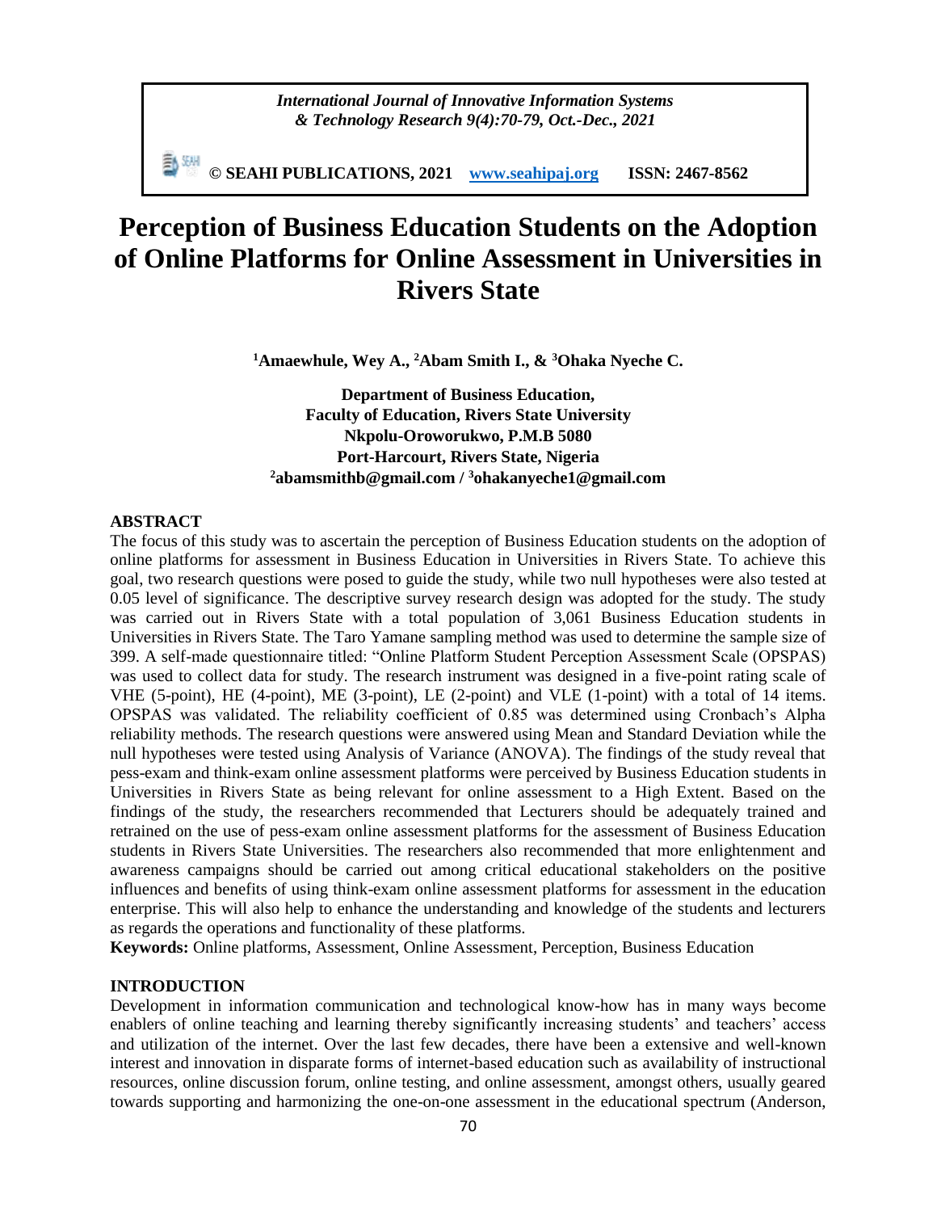# Perception of Business Education Students on the Adoption of Online Platforms for Online Assessment in Universities in Rivers State

**[1]Amaewhule, Wey A., [2]Abam Smith I., & [3]Ohaka Nyeche C.**

**Department of Business Education,**
**Faculty of Education, Rivers State University**
**Nkpolu-Oroworukwo, P.M.B 5080**
**Port-Harcourt, Rivers State, Nigeria**
**[2]abamsmithb@gmail.com / [3]ohakanyeche1@gmail.com**

## ABSTRACT

The focus of this study was to ascertain the perception of Business Education students on the adoption of online platforms for assessment in Business Education in Universities in Rivers State. To achieve this goal, two research questions were posed to guide the study, while two null hypotheses were also tested at 0.05 level of significance. The descriptive survey research design was adopted for the study. The study was carried out in Rivers State with a total population of 3,061 Business Education students in Universities in Rivers State. The Taro Yamane sampling method was used to determine the sample size of 399. A self-made questionnaire titled: "Online Platform Student Perception Assessment Scale (OPSPAS) was used to collect data for study. The research instrument was designed in a five-point rating scale of VHE (5-point), HE (4-point), ME (3-point), LE (2-point) and VLE (1-point) with a total of 14 items. OPSPAS was validated. The reliability coefficient of 0.85 was determined using Cronbach's Alpha reliability methods. The research questions were answered using Mean and Standard Deviation while the null hypotheses were tested using Analysis of Variance (ANOVA). The findings of the study reveal that pess-exam and think-exam online assessment platforms were perceived by Business Education students in Universities in Rivers State as being relevant for online assessment to a High Extent. Based on the findings of the study, the researchers recommended that Lecturers should be adequately trained and retrained on the use of pess-exam online assessment platforms for the assessment of Business Education students in Rivers State Universities. The researchers also recommended that more enlightenment and awareness campaigns should be carried out among critical educational stakeholders on the positive influences and benefits of using think-exam online assessment platforms for assessment in the education enterprise. This will also help to enhance the understanding and knowledge of the students and lecturers as regards the operations and functionality of these platforms.

**Keywords:** Online platforms, Assessment, Online Assessment, Perception, Business Education

## INTRODUCTION

Development in information communication and technological know-how has in many ways become enablers of online teaching and learning thereby significantly increasing students' and teachers' access and utilization of the internet. Over the last few decades, there have been a extensive and well-known interest and innovation in disparate forms of internet-based education such as availability of instructional resources, online discussion forum, online testing, and online assessment, amongst others, usually geared towards supporting and harmonizing the one-on-one assessment in the educational spectrum (Anderson,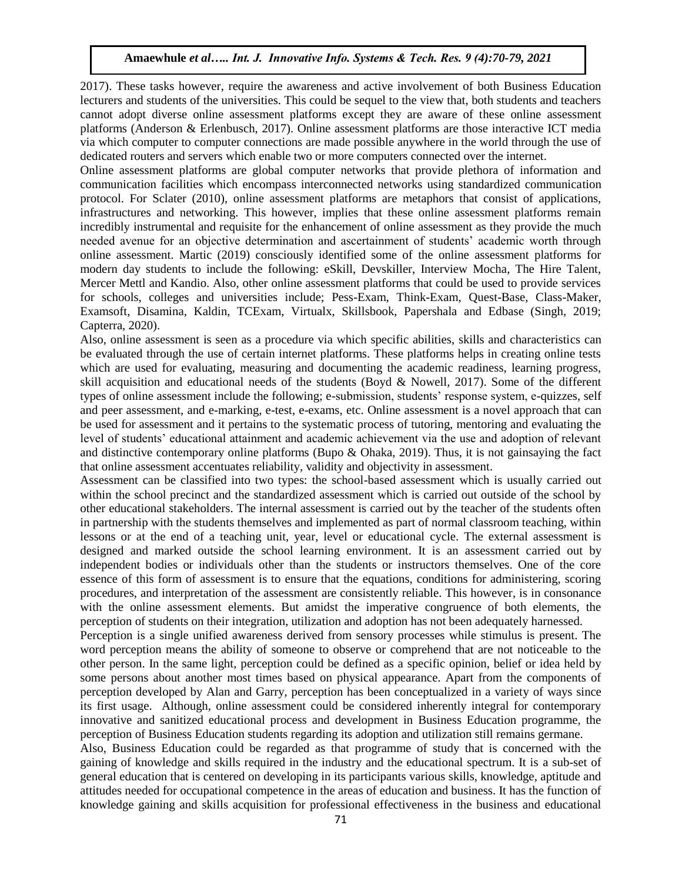2017). These tasks however, require the awareness and active involvement of both Business Education lecturers and students of the universities. This could be sequel to the view that, both students and teachers cannot adopt diverse online assessment platforms except they are aware of these online assessment platforms (Anderson & Erlenbusch, 2017). Online assessment platforms are those interactive ICT media via which computer to computer connections are made possible anywhere in the world through the use of dedicated routers and servers which enable two or more computers connected over the internet.

Online assessment platforms are global computer networks that provide plethora of information and communication facilities which encompass interconnected networks using standardized communication protocol. For Sclater (2010), online assessment platforms are metaphors that consist of applications, infrastructures and networking. This however, implies that these online assessment platforms remain incredibly instrumental and requisite for the enhancement of online assessment as they provide the much needed avenue for an objective determination and ascertainment of students' academic worth through online assessment. Martic (2019) consciously identified some of the online assessment platforms for modern day students to include the following: eSkill, Devskiller, Interview Mocha, The Hire Talent, Mercer Mettl and Kandio. Also, other online assessment platforms that could be used to provide services for schools, colleges and universities include; Pess-Exam, Think-Exam, Quest-Base, Class-Maker, Examsoft, Disamina, Kaldin, TCExam, Virtualx, Skillsbook, Papershala and Edbase (Singh, 2019; Capterra, 2020).

Also, online assessment is seen as a procedure via which specific abilities, skills and characteristics can be evaluated through the use of certain internet platforms. These platforms helps in creating online tests which are used for evaluating, measuring and documenting the academic readiness, learning progress, skill acquisition and educational needs of the students (Boyd & Nowell, 2017). Some of the different types of online assessment include the following; e-submission, students' response system, e-quizzes, self and peer assessment, and e-marking, e-test, e-exams, etc. Online assessment is a novel approach that can be used for assessment and it pertains to the systematic process of tutoring, mentoring and evaluating the level of students' educational attainment and academic achievement via the use and adoption of relevant and distinctive contemporary online platforms (Bupo & Ohaka, 2019). Thus, it is not gainsaying the fact that online assessment accentuates reliability, validity and objectivity in assessment.

Assessment can be classified into two types: the school-based assessment which is usually carried out within the school precinct and the standardized assessment which is carried out outside of the school by other educational stakeholders. The internal assessment is carried out by the teacher of the students often in partnership with the students themselves and implemented as part of normal classroom teaching, within lessons or at the end of a teaching unit, year, level or educational cycle. The external assessment is designed and marked outside the school learning environment. It is an assessment carried out by independent bodies or individuals other than the students or instructors themselves. One of the core essence of this form of assessment is to ensure that the equations, conditions for administering, scoring procedures, and interpretation of the assessment are consistently reliable. This however, is in consonance with the online assessment elements. But amidst the imperative congruence of both elements, the perception of students on their integration, utilization and adoption has not been adequately harnessed.

Perception is a single unified awareness derived from sensory processes while stimulus is present. The word perception means the ability of someone to observe or comprehend that are not noticeable to the other person. In the same light, perception could be defined as a specific opinion, belief or idea held by some persons about another most times based on physical appearance. Apart from the components of perception developed by Alan and Garry, perception has been conceptualized in a variety of ways since its first usage. Although, online assessment could be considered inherently integral for contemporary innovative and sanitized educational process and development in Business Education programme, the perception of Business Education students regarding its adoption and utilization still remains germane.

Also, Business Education could be regarded as that programme of study that is concerned with the gaining of knowledge and skills required in the industry and the educational spectrum. It is a sub-set of general education that is centered on developing in its participants various skills, knowledge, aptitude and attitudes needed for occupational competence in the areas of education and business. It has the function of knowledge gaining and skills acquisition for professional effectiveness in the business and educational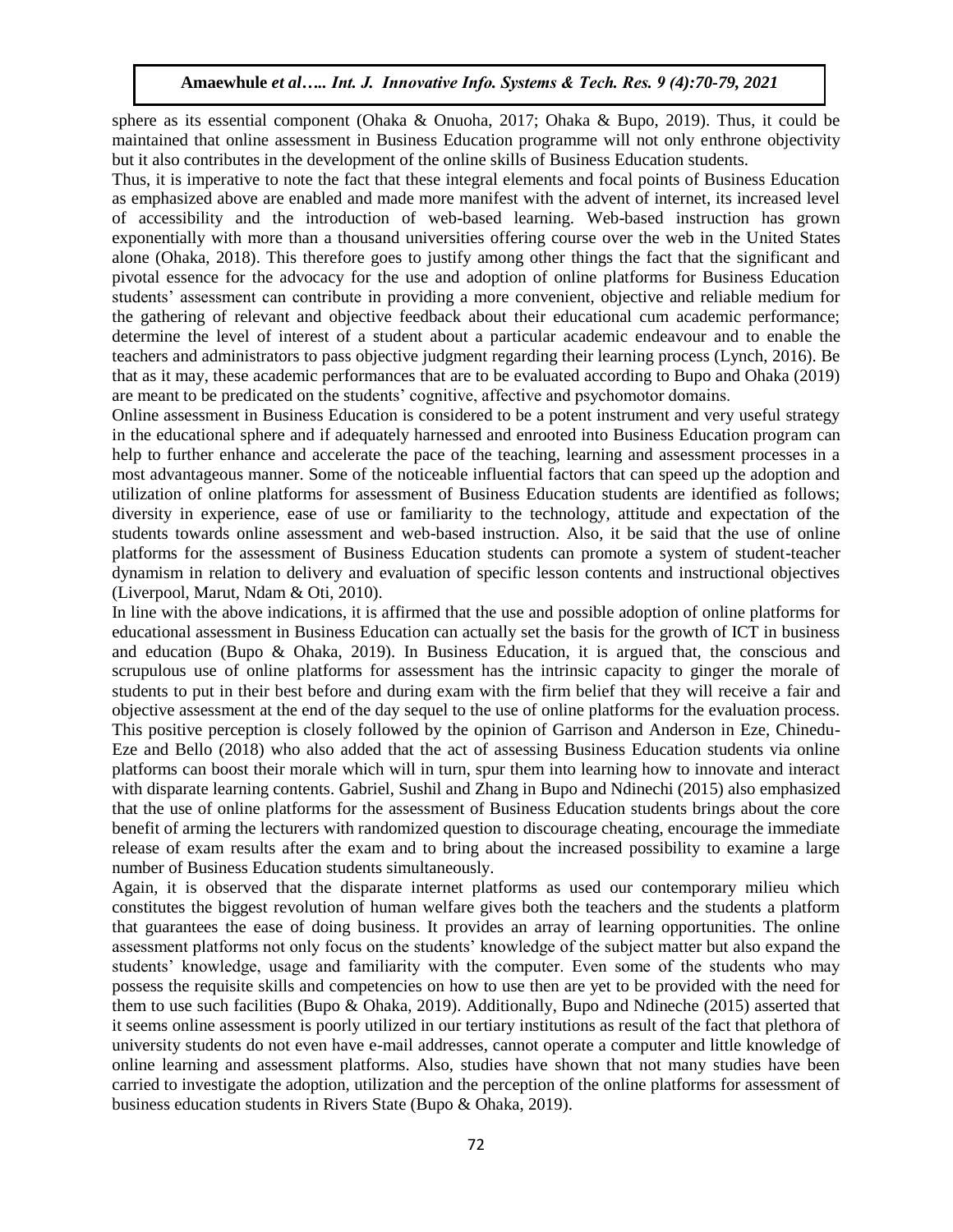sphere as its essential component (Ohaka & Onuoha, 2017; Ohaka & Bupo, 2019). Thus, it could be maintained that online assessment in Business Education programme will not only enthrone objectivity but it also contributes in the development of the online skills of Business Education students.

Thus, it is imperative to note the fact that these integral elements and focal points of Business Education as emphasized above are enabled and made more manifest with the advent of internet, its increased level of accessibility and the introduction of web-based learning. Web-based instruction has grown exponentially with more than a thousand universities offering course over the web in the United States alone (Ohaka, 2018). This therefore goes to justify among other things the fact that the significant and pivotal essence for the advocacy for the use and adoption of online platforms for Business Education students' assessment can contribute in providing a more convenient, objective and reliable medium for the gathering of relevant and objective feedback about their educational cum academic performance; determine the level of interest of a student about a particular academic endeavour and to enable the teachers and administrators to pass objective judgment regarding their learning process (Lynch, 2016). Be that as it may, these academic performances that are to be evaluated according to Bupo and Ohaka (2019) are meant to be predicated on the students' cognitive, affective and psychomotor domains.

Online assessment in Business Education is considered to be a potent instrument and very useful strategy in the educational sphere and if adequately harnessed and enrooted into Business Education program can help to further enhance and accelerate the pace of the teaching, learning and assessment processes in a most advantageous manner. Some of the noticeable influential factors that can speed up the adoption and utilization of online platforms for assessment of Business Education students are identified as follows; diversity in experience, ease of use or familiarity to the technology, attitude and expectation of the students towards online assessment and web-based instruction. Also, it be said that the use of online platforms for the assessment of Business Education students can promote a system of student-teacher dynamism in relation to delivery and evaluation of specific lesson contents and instructional objectives (Liverpool, Marut, Ndam & Oti, 2010).

In line with the above indications, it is affirmed that the use and possible adoption of online platforms for educational assessment in Business Education can actually set the basis for the growth of ICT in business and education (Bupo & Ohaka, 2019). In Business Education, it is argued that, the conscious and scrupulous use of online platforms for assessment has the intrinsic capacity to ginger the morale of students to put in their best before and during exam with the firm belief that they will receive a fair and objective assessment at the end of the day sequel to the use of online platforms for the evaluation process. This positive perception is closely followed by the opinion of Garrison and Anderson in Eze, Chinedu-Eze and Bello (2018) who also added that the act of assessing Business Education students via online platforms can boost their morale which will in turn, spur them into learning how to innovate and interact with disparate learning contents. Gabriel, Sushil and Zhang in Bupo and Ndinechi (2015) also emphasized that the use of online platforms for the assessment of Business Education students brings about the core benefit of arming the lecturers with randomized question to discourage cheating, encourage the immediate release of exam results after the exam and to bring about the increased possibility to examine a large number of Business Education students simultaneously.

Again, it is observed that the disparate internet platforms as used our contemporary milieu which constitutes the biggest revolution of human welfare gives both the teachers and the students a platform that guarantees the ease of doing business. It provides an array of learning opportunities. The online assessment platforms not only focus on the students' knowledge of the subject matter but also expand the students' knowledge, usage and familiarity with the computer. Even some of the students who may possess the requisite skills and competencies on how to use then are yet to be provided with the need for them to use such facilities (Bupo & Ohaka, 2019). Additionally, Bupo and Ndineche (2015) asserted that it seems online assessment is poorly utilized in our tertiary institutions as result of the fact that plethora of university students do not even have e-mail addresses, cannot operate a computer and little knowledge of online learning and assessment platforms. Also, studies have shown that not many studies have been carried to investigate the adoption, utilization and the perception of the online platforms for assessment of business education students in Rivers State (Bupo & Ohaka, 2019).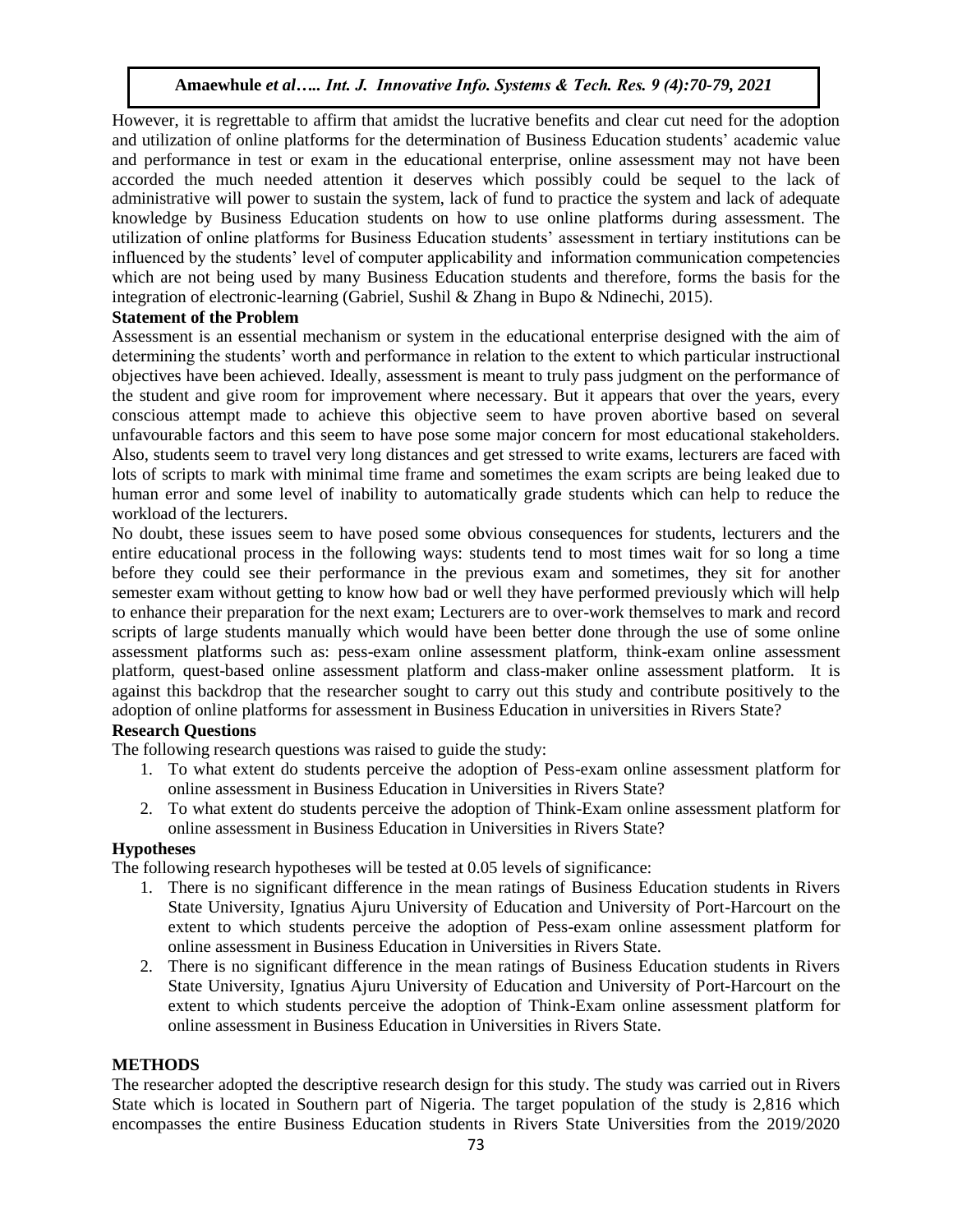However, it is regrettable to affirm that amidst the lucrative benefits and clear cut need for the adoption and utilization of online platforms for the determination of Business Education students' academic value and performance in test or exam in the educational enterprise, online assessment may not have been accorded the much needed attention it deserves which possibly could be sequel to the lack of administrative will power to sustain the system, lack of fund to practice the system and lack of adequate knowledge by Business Education students on how to use online platforms during assessment. The utilization of online platforms for Business Education students' assessment in tertiary institutions can be influenced by the students' level of computer applicability and information communication competencies which are not being used by many Business Education students and therefore, forms the basis for the integration of electronic-learning (Gabriel, Sushil & Zhang in Bupo & Ndinechi, 2015).

### Statement of the Problem

Assessment is an essential mechanism or system in the educational enterprise designed with the aim of determining the students' worth and performance in relation to the extent to which particular instructional objectives have been achieved. Ideally, assessment is meant to truly pass judgment on the performance of the student and give room for improvement where necessary. But it appears that over the years, every conscious attempt made to achieve this objective seem to have proven abortive based on several unfavourable factors and this seem to have pose some major concern for most educational stakeholders. Also, students seem to travel very long distances and get stressed to write exams, lecturers are faced with lots of scripts to mark with minimal time frame and sometimes the exam scripts are being leaked due to human error and some level of inability to automatically grade students which can help to reduce the workload of the lecturers.

No doubt, these issues seem to have posed some obvious consequences for students, lecturers and the entire educational process in the following ways: students tend to most times wait for so long a time before they could see their performance in the previous exam and sometimes, they sit for another semester exam without getting to know how bad or well they have performed previously which will help to enhance their preparation for the next exam; Lecturers are to over-work themselves to mark and record scripts of large students manually which would have been better done through the use of some online assessment platforms such as: pess-exam online assessment platform, think-exam online assessment platform, quest-based online assessment platform and class-maker online assessment platform. It is against this backdrop that the researcher sought to carry out this study and contribute positively to the adoption of online platforms for assessment in Business Education in universities in Rivers State?

### Research Questions

The following research questions was raised to guide the study:

1. To what extent do students perceive the adoption of Pess-exam online assessment platform for online assessment in Business Education in Universities in Rivers State?
2. To what extent do students perceive the adoption of Think-Exam online assessment platform for online assessment in Business Education in Universities in Rivers State?

### Hypotheses

The following research hypotheses will be tested at 0.05 levels of significance:

1. There is no significant difference in the mean ratings of Business Education students in Rivers State University, Ignatius Ajuru University of Education and University of Port-Harcourt on the extent to which students perceive the adoption of Pess-exam online assessment platform for online assessment in Business Education in Universities in Rivers State.
2. There is no significant difference in the mean ratings of Business Education students in Rivers State University, Ignatius Ajuru University of Education and University of Port-Harcourt on the extent to which students perceive the adoption of Think-Exam online assessment platform for online assessment in Business Education in Universities in Rivers State.

## METHODS

The researcher adopted the descriptive research design for this study. The study was carried out in Rivers State which is located in Southern part of Nigeria. The target population of the study is 2,816 which encompasses the entire Business Education students in Rivers State Universities from the 2019/2020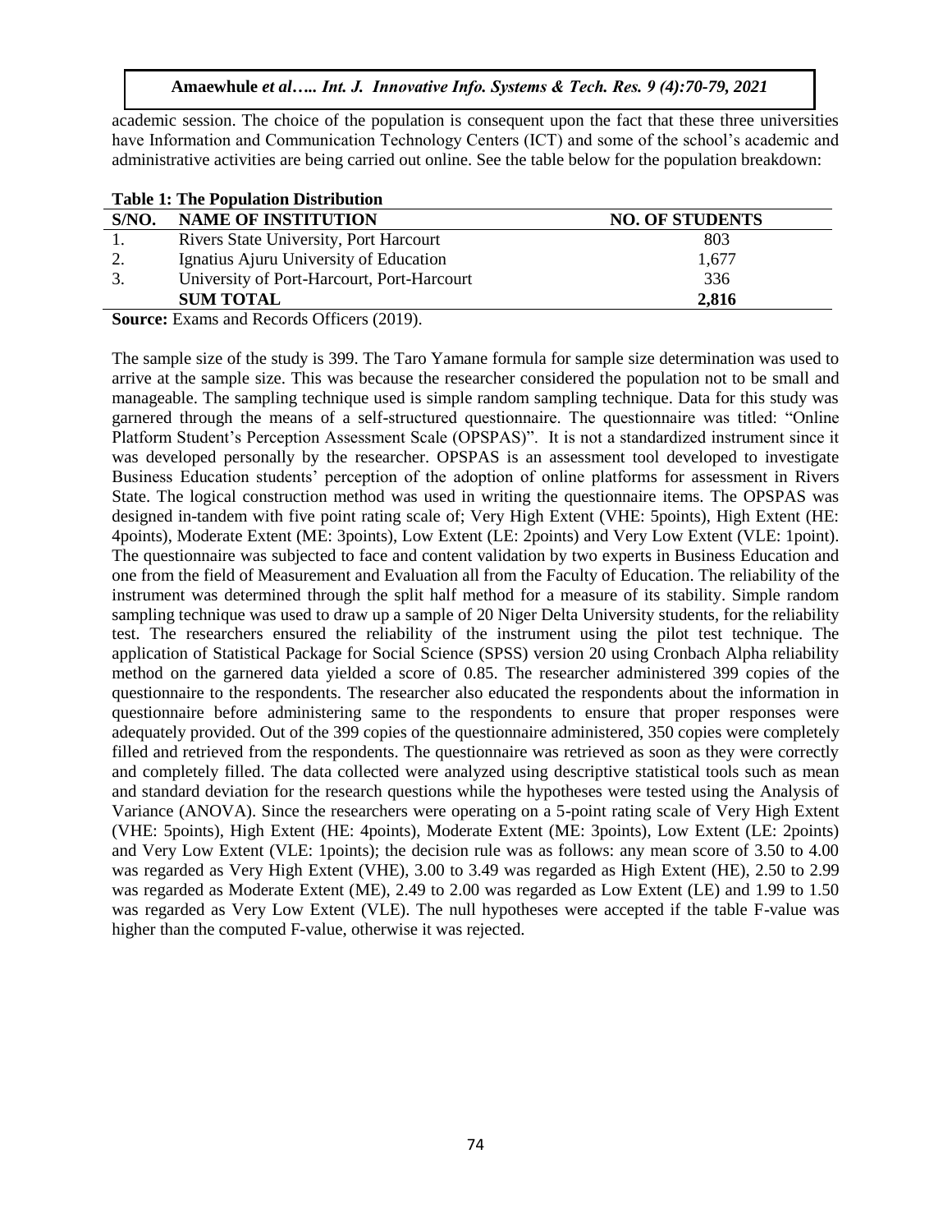academic session. The choice of the population is consequent upon the fact that these three universities have Information and Communication Technology Centers (ICT) and some of the school's academic and administrative activities are being carried out online. See the table below for the population breakdown:

**Table 1: The Population Distribution**

| S/NO. | NAME OF INSTITUTION | NO. OF STUDENTS |
|---|---|---|
| 1. | Rivers State University, Port Harcourt | 803 |
| 2. | Ignatius Ajuru University of Education | 1,677 |
| 3. | University of Port-Harcourt, Port-Harcourt | 336 |
| | **SUM TOTAL** | **2,816** |

**Source:** Exams and Records Officers (2019).

The sample size of the study is 399. The Taro Yamane formula for sample size determination was used to arrive at the sample size. This was because the researcher considered the population not to be small and manageable. The sampling technique used is simple random sampling technique. Data for this study was garnered through the means of a self-structured questionnaire. The questionnaire was titled: "Online Platform Student's Perception Assessment Scale (OPSPAS)". It is not a standardized instrument since it was developed personally by the researcher. OPSPAS is an assessment tool developed to investigate Business Education students' perception of the adoption of online platforms for assessment in Rivers State. The logical construction method was used in writing the questionnaire items. The OPSPAS was designed in-tandem with five point rating scale of; Very High Extent (VHE: 5points), High Extent (HE: 4points), Moderate Extent (ME: 3points), Low Extent (LE: 2points) and Very Low Extent (VLE: 1point). The questionnaire was subjected to face and content validation by two experts in Business Education and one from the field of Measurement and Evaluation all from the Faculty of Education. The reliability of the instrument was determined through the split half method for a measure of its stability. Simple random sampling technique was used to draw up a sample of 20 Niger Delta University students, for the reliability test. The researchers ensured the reliability of the instrument using the pilot test technique. The application of Statistical Package for Social Science (SPSS) version 20 using Cronbach Alpha reliability method on the garnered data yielded a score of 0.85. The researcher administered 399 copies of the questionnaire to the respondents. The researcher also educated the respondents about the information in questionnaire before administering same to the respondents to ensure that proper responses were adequately provided. Out of the 399 copies of the questionnaire administered, 350 copies were completely filled and retrieved from the respondents. The questionnaire was retrieved as soon as they were correctly and completely filled. The data collected were analyzed using descriptive statistical tools such as mean and standard deviation for the research questions while the hypotheses were tested using the Analysis of Variance (ANOVA). Since the researchers were operating on a 5-point rating scale of Very High Extent (VHE: 5points), High Extent (HE: 4points), Moderate Extent (ME: 3points), Low Extent (LE: 2points) and Very Low Extent (VLE: 1points); the decision rule was as follows: any mean score of 3.50 to 4.00 was regarded as Very High Extent (VHE), 3.00 to 3.49 was regarded as High Extent (HE), 2.50 to 2.99 was regarded as Moderate Extent (ME), 2.49 to 2.00 was regarded as Low Extent (LE) and 1.99 to 1.50 was regarded as Very Low Extent (VLE). The null hypotheses were accepted if the table F-value was higher than the computed F-value, otherwise it was rejected.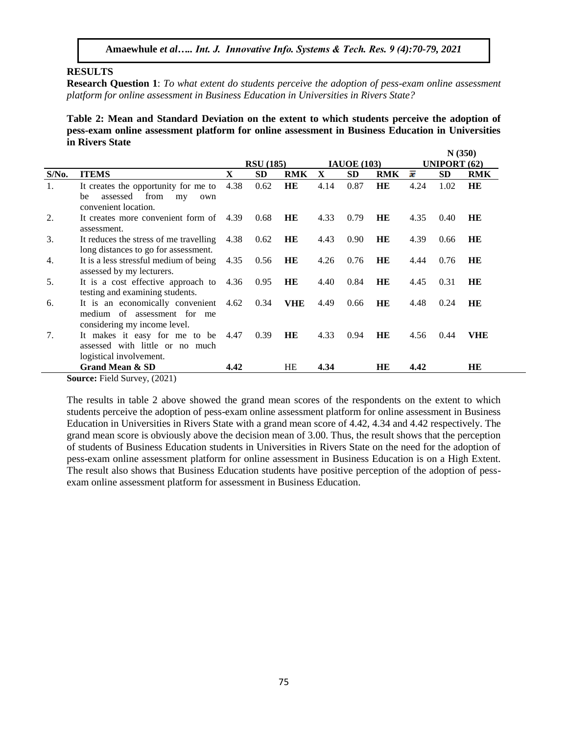## RESULTS

**Research Question 1**: *To what extent do students perceive the adoption of pess-exam online assessment platform for online assessment in Business Education in Universities in Rivers State?*

**Table 2: Mean and Standard Deviation on the extent to which students perceive the adoption of pess-exam online assessment platform for online assessment in Business Education in Universities in Rivers State**

**N (350)**

| | | RSU (185) | | | IAUOE (103) | | | UNIPORT (62) | | |
|---|---|---|---|---|---|---|---|---|---|---|
| **S/No.** | **ITEMS** | **X** | **SD** | **RMK** | **X** | **SD** | **RMK** | $\bar{x}$ | **SD** | **RMK** |
| 1. | It creates the opportunity for me to be assessed from my own convenient location. | 4.38 | 0.62 | **HE** | 4.14 | 0.87 | **HE** | 4.24 | 1.02 | **HE** |
| 2. | It creates more convenient form of assessment. | 4.39 | 0.68 | **HE** | 4.33 | 0.79 | **HE** | 4.35 | 0.40 | **HE** |
| 3. | It reduces the stress of me travelling long distances to go for assessment. | 4.38 | 0.62 | **HE** | 4.43 | 0.90 | **HE** | 4.39 | 0.66 | **HE** |
| 4. | It is a less stressful medium of being assessed by my lecturers. | 4.35 | 0.56 | **HE** | 4.26 | 0.76 | **HE** | 4.44 | 0.76 | **HE** |
| 5. | It is a cost effective approach to testing and examining students. | 4.36 | 0.95 | **HE** | 4.40 | 0.84 | **HE** | 4.45 | 0.31 | **HE** |
| 6. | It is an economically convenient medium of assessment for me considering my income level. | 4.62 | 0.34 | **VHE** | 4.49 | 0.66 | **HE** | 4.48 | 0.24 | **HE** |
| 7. | It makes it easy for me to be assessed with little or no much logistical involvement. | 4.47 | 0.39 | **HE** | 4.33 | 0.94 | **HE** | 4.56 | 0.44 | **VHE** |
| | **Grand Mean & SD** | **4.42** | | HE | **4.34** | | **HE** | **4.42** | | **HE** |

**Source:** Field Survey, (2021)

The results in table 2 above showed the grand mean scores of the respondents on the extent to which students perceive the adoption of pess-exam online assessment platform for online assessment in Business Education in Universities in Rivers State with a grand mean score of 4.42, 4.34 and 4.42 respectively. The grand mean score is obviously above the decision mean of 3.00. Thus, the result shows that the perception of students of Business Education students in Universities in Rivers State on the need for the adoption of pess-exam online assessment platform for online assessment in Business Education is on a High Extent. The result also shows that Business Education students have positive perception of the adoption of pess-exam online assessment platform for assessment in Business Education.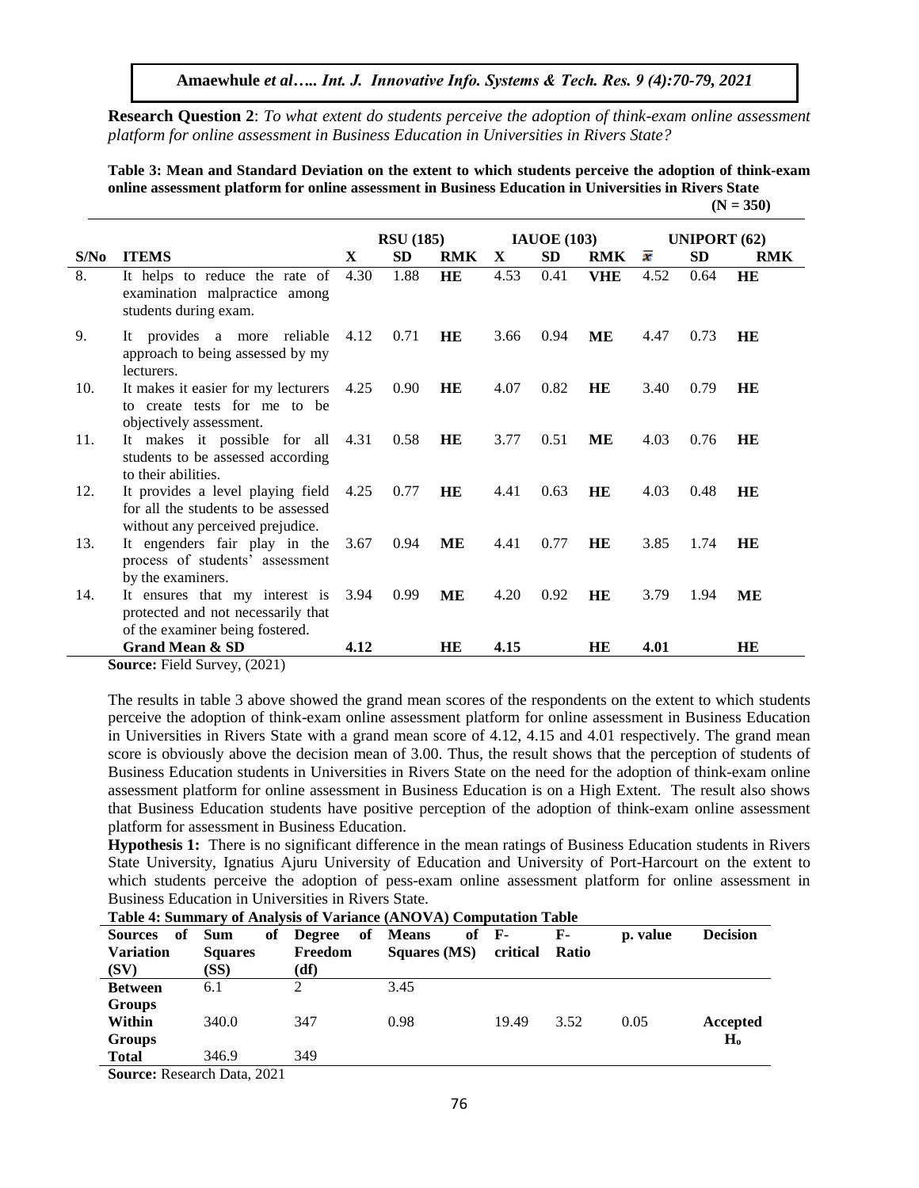**Research Question 2**: *To what extent do students perceive the adoption of think-exam online assessment platform for online assessment in Business Education in Universities in Rivers State?*

**Table 3: Mean and Standard Deviation on the extent to which students perceive the adoption of think-exam online assessment platform for online assessment in Business Education in Universities in Rivers State**

**(N = 350)**

| | | RSU (185) | | | IAUOE (103) | | | UNIPORT (62) | | |
|---|---|---|---|---|---|---|---|---|---|---|
| **S/No** | **ITEMS** | **X** | **SD** | **RMK** | **X** | **SD** | **RMK** | $\bar{x}$ | **SD** | **RMK** |
| 8. | It helps to reduce the rate of examination malpractice among students during exam. | 4.30 | 1.88 | **HE** | 4.53 | 0.41 | **VHE** | 4.52 | 0.64 | **HE** |
| 9. | It provides a more reliable approach to being assessed by my lecturers. | 4.12 | 0.71 | **HE** | 3.66 | 0.94 | **ME** | 4.47 | 0.73 | **HE** |
| 10. | It makes it easier for my lecturers to create tests for me to be objectively assessment. | 4.25 | 0.90 | **HE** | 4.07 | 0.82 | **HE** | 3.40 | 0.79 | **HE** |
| 11. | It makes it possible for all students to be assessed according to their abilities. | 4.31 | 0.58 | **HE** | 3.77 | 0.51 | **ME** | 4.03 | 0.76 | **HE** |
| 12. | It provides a level playing field for all the students to be assessed without any perceived prejudice. | 4.25 | 0.77 | **HE** | 4.41 | 0.63 | **HE** | 4.03 | 0.48 | **HE** |
| 13. | It engenders fair play in the process of students' assessment by the examiners. | 3.67 | 0.94 | **ME** | 4.41 | 0.77 | **HE** | 3.85 | 1.74 | **HE** |
| 14. | It ensures that my interest is protected and not necessarily that of the examiner being fostered. | 3.94 | 0.99 | **ME** | 4.20 | 0.92 | **HE** | 3.79 | 1.94 | **ME** |
| | **Grand Mean & SD** | **4.12** | | **HE** | **4.15** | | **HE** | **4.01** | | **HE** |

**Source:** Field Survey, (2021)

The results in table 3 above showed the grand mean scores of the respondents on the extent to which students perceive the adoption of think-exam online assessment platform for online assessment in Business Education in Universities in Rivers State with a grand mean score of 4.12, 4.15 and 4.01 respectively. The grand mean score is obviously above the decision mean of 3.00. Thus, the result shows that the perception of students of Business Education students in Universities in Rivers State on the need for the adoption of think-exam online assessment platform for online assessment in Business Education is on a High Extent. The result also shows that Business Education students have positive perception of the adoption of think-exam online assessment platform for assessment in Business Education.

**Hypothesis 1:** There is no significant difference in the mean ratings of Business Education students in Rivers State University, Ignatius Ajuru University of Education and University of Port-Harcourt on the extent to which students perceive the adoption of pess-exam online assessment platform for online assessment in Business Education in Universities in Rivers State.

**Table 4: Summary of Analysis of Variance (ANOVA) Computation Table**

| **Sources of Variation (SV)** | **Sum of Squares (SS)** | **Degree of Freedom (df)** | **Means of Squares (MS)** | **F-critical** | **F-Ratio** | **p. value** | **Decision** |
|---|---|---|---|---|---|---|---|
| **Between Groups** | 6.1 | 2 | 3.45 | | | | |
| **Within Groups** | 340.0 | 347 | 0.98 | 19.49 | 3.52 | 0.05 | **Accepted $H_o$** |
| **Total** | 346.9 | 349 | | | | | |

**Source:** Research Data, 2021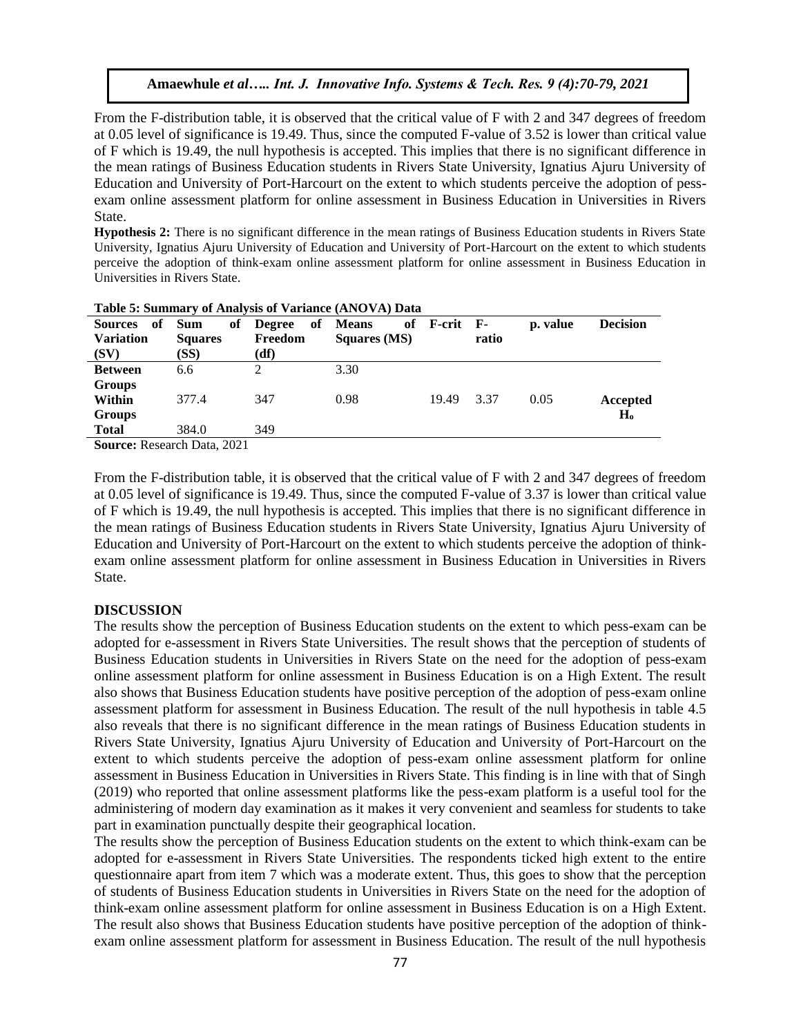From the F-distribution table, it is observed that the critical value of F with 2 and 347 degrees of freedom at 0.05 level of significance is 19.49. Thus, since the computed F-value of 3.52 is lower than critical value of F which is 19.49, the null hypothesis is accepted. This implies that there is no significant difference in the mean ratings of Business Education students in Rivers State University, Ignatius Ajuru University of Education and University of Port-Harcourt on the extent to which students perceive the adoption of pess-exam online assessment platform for online assessment in Business Education in Universities in Rivers State.

**Hypothesis 2:** There is no significant difference in the mean ratings of Business Education students in Rivers State University, Ignatius Ajuru University of Education and University of Port-Harcourt on the extent to which students perceive the adoption of think-exam online assessment platform for online assessment in Business Education in Universities in Rivers State.

**Table 5: Summary of Analysis of Variance (ANOVA) Data**

| Sources of Variation (SV) | Sum of Squares (SS) | Degree of Freedom (df) | Means of Squares (MS) | F-crit | F-ratio | p. value | Decision |
|---|---|---|---|---|---|---|---|
| **Between Groups** | 6.6 | 2 | 3.30 | | | | |
| **Within Groups** | 377.4 | 347 | 0.98 | 19.49 | 3.37 | 0.05 | **Accepted $H_o$** |
| **Total** | 384.0 | 349 | | | | | |

**Source:** Research Data, 2021

From the F-distribution table, it is observed that the critical value of F with 2 and 347 degrees of freedom at 0.05 level of significance is 19.49. Thus, since the computed F-value of 3.37 is lower than critical value of F which is 19.49, the null hypothesis is accepted. This implies that there is no significant difference in the mean ratings of Business Education students in Rivers State University, Ignatius Ajuru University of Education and University of Port-Harcourt on the extent to which students perceive the adoption of think-exam online assessment platform for online assessment in Business Education in Universities in Rivers State.

## DISCUSSION

The results show the perception of Business Education students on the extent to which pess-exam can be adopted for e-assessment in Rivers State Universities. The result shows that the perception of students of Business Education students in Universities in Rivers State on the need for the adoption of pess-exam online assessment platform for online assessment in Business Education is on a High Extent. The result also shows that Business Education students have positive perception of the adoption of pess-exam online assessment platform for assessment in Business Education. The result of the null hypothesis in table 4.5 also reveals that there is no significant difference in the mean ratings of Business Education students in Rivers State University, Ignatius Ajuru University of Education and University of Port-Harcourt on the extent to which students perceive the adoption of pess-exam online assessment platform for online assessment in Business Education in Universities in Rivers State. This finding is in line with that of Singh (2019) who reported that online assessment platforms like the pess-exam platform is a useful tool for the administering of modern day examination as it makes it very convenient and seamless for students to take part in examination punctually despite their geographical location.

The results show the perception of Business Education students on the extent to which think-exam can be adopted for e-assessment in Rivers State Universities. The respondents ticked high extent to the entire questionnaire apart from item 7 which was a moderate extent. Thus, this goes to show that the perception of students of Business Education students in Universities in Rivers State on the need for the adoption of think-exam online assessment platform for online assessment in Business Education is on a High Extent. The result also shows that Business Education students have positive perception of the adoption of think-exam online assessment platform for assessment in Business Education. The result of the null hypothesis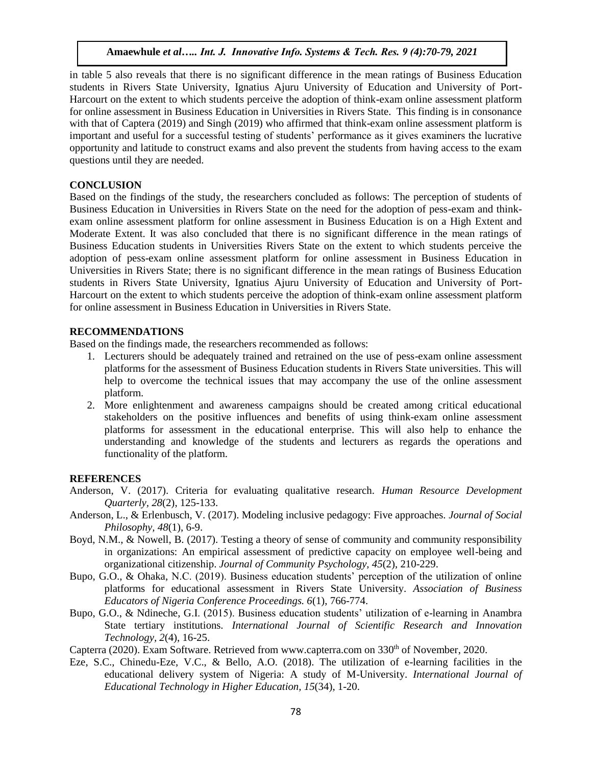in table 5 also reveals that there is no significant difference in the mean ratings of Business Education students in Rivers State University, Ignatius Ajuru University of Education and University of Port-Harcourt on the extent to which students perceive the adoption of think-exam online assessment platform for online assessment in Business Education in Universities in Rivers State. This finding is in consonance with that of Captera (2019) and Singh (2019) who affirmed that think-exam online assessment platform is important and useful for a successful testing of students' performance as it gives examiners the lucrative opportunity and latitude to construct exams and also prevent the students from having access to the exam questions until they are needed.

## CONCLUSION

Based on the findings of the study, the researchers concluded as follows: The perception of students of Business Education in Universities in Rivers State on the need for the adoption of pess-exam and think-exam online assessment platform for online assessment in Business Education is on a High Extent and Moderate Extent. It was also concluded that there is no significant difference in the mean ratings of Business Education students in Universities Rivers State on the extent to which students perceive the adoption of pess-exam online assessment platform for online assessment in Business Education in Universities in Rivers State; there is no significant difference in the mean ratings of Business Education students in Rivers State University, Ignatius Ajuru University of Education and University of Port-Harcourt on the extent to which students perceive the adoption of think-exam online assessment platform for online assessment in Business Education in Universities in Rivers State.

## RECOMMENDATIONS

Based on the findings made, the researchers recommended as follows:

1. Lecturers should be adequately trained and retrained on the use of pess-exam online assessment platforms for the assessment of Business Education students in Rivers State universities. This will help to overcome the technical issues that may accompany the use of the online assessment platform.
2. More enlightenment and awareness campaigns should be created among critical educational stakeholders on the positive influences and benefits of using think-exam online assessment platforms for assessment in the educational enterprise. This will also help to enhance the understanding and knowledge of the students and lecturers as regards the operations and functionality of the platform.

## REFERENCES

Anderson, V. (2017). Criteria for evaluating qualitative research. *Human Resource Development Quarterly, 28*(2), 125-133.

Anderson, L., & Erlenbusch, V. (2017). Modeling inclusive pedagogy: Five approaches. *Journal of Social Philosophy, 48*(1), 6-9.

Boyd, N.M., & Nowell, B. (2017). Testing a theory of sense of community and community responsibility in organizations: An empirical assessment of predictive capacity on employee well-being and organizational citizenship. *Journal of Community Psychology, 45*(2), 210-229.

Bupo, G.O., & Ohaka, N.C. (2019). Business education students' perception of the utilization of online platforms for educational assessment in Rivers State University. *Association of Business Educators of Nigeria Conference Proceedings. 6*(1), 766-774.

Bupo, G.O., & Ndineche, G.I. (2015). Business education students' utilization of e-learning in Anambra State tertiary institutions. *International Journal of Scientific Research and Innovation Technology, 2*(4), 16-25.

Capterra (2020). Exam Software. Retrieved from www.capterra.com on 330th of November, 2020.

Eze, S.C., Chinedu-Eze, V.C., & Bello, A.O. (2018). The utilization of e-learning facilities in the educational delivery system of Nigeria: A study of M-University. *International Journal of Educational Technology in Higher Education, 15*(34), 1-20.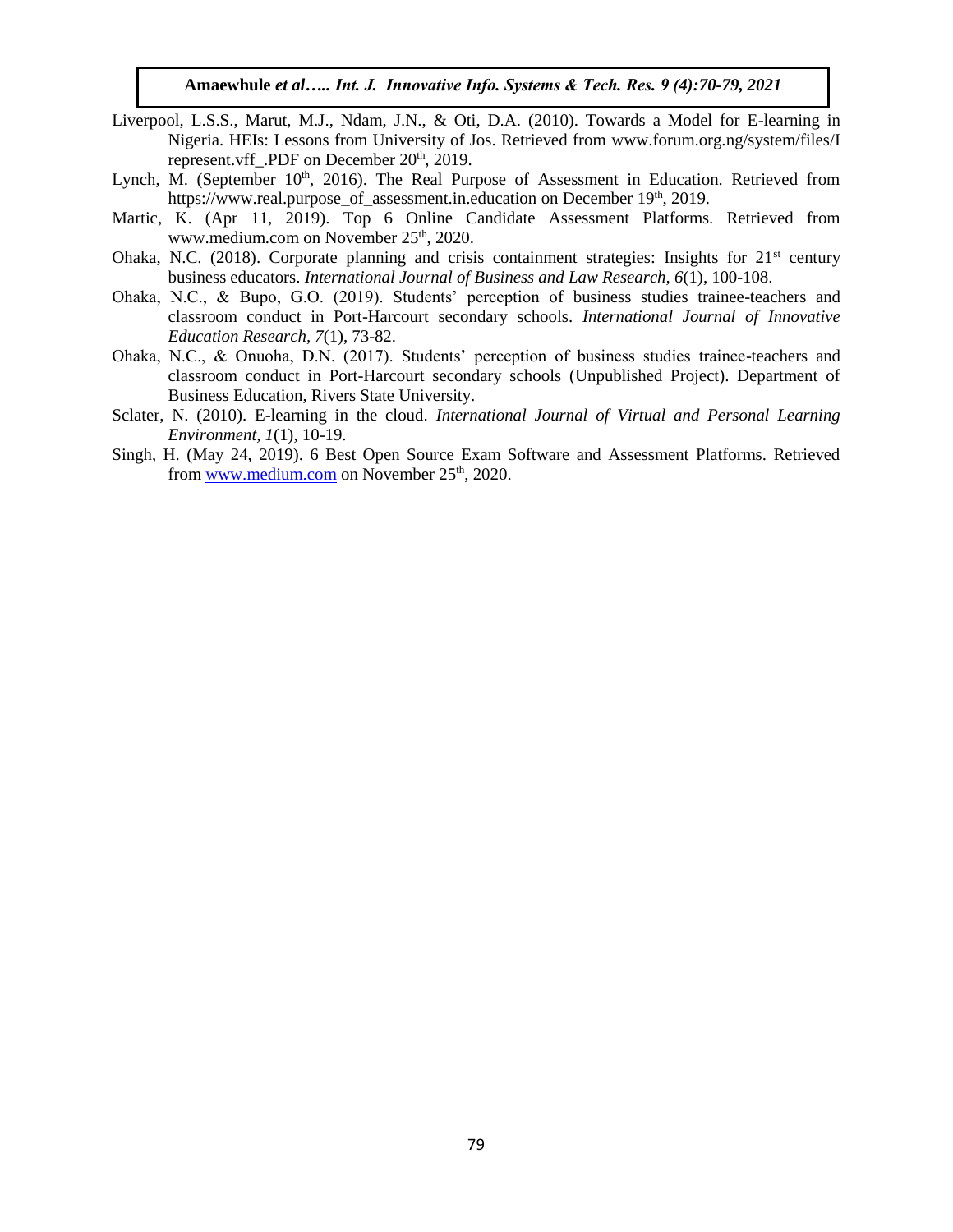Liverpool, L.S.S., Marut, M.J., Ndam, J.N., & Oti, D.A. (2010). Towards a Model for E-learning in Nigeria. HEIs: Lessons from University of Jos. Retrieved from www.forum.org.ng/system/files/I represent.vff_.PDF on December 20th, 2019.

Lynch, M. (September 10th, 2016). The Real Purpose of Assessment in Education. Retrieved from https://www.real.purpose_of_assessment.in.education on December 19th, 2019.

Martic, K. (Apr 11, 2019). Top 6 Online Candidate Assessment Platforms. Retrieved from www.medium.com on November 25th, 2020.

Ohaka, N.C. (2018). Corporate planning and crisis containment strategies: Insights for 21st century business educators. *International Journal of Business and Law Research, 6*(1), 100-108.

Ohaka, N.C., & Bupo, G.O. (2019). Students' perception of business studies trainee-teachers and classroom conduct in Port-Harcourt secondary schools. *International Journal of Innovative Education Research, 7*(1), 73-82.

Ohaka, N.C., & Onuoha, D.N. (2017). Students' perception of business studies trainee-teachers and classroom conduct in Port-Harcourt secondary schools (Unpublished Project). Department of Business Education, Rivers State University.

Sclater, N. (2010). E-learning in the cloud. *International Journal of Virtual and Personal Learning Environment, 1*(1), 10-19.

Singh, H. (May 24, 2019). 6 Best Open Source Exam Software and Assessment Platforms. Retrieved from www.medium.com on November 25th, 2020.